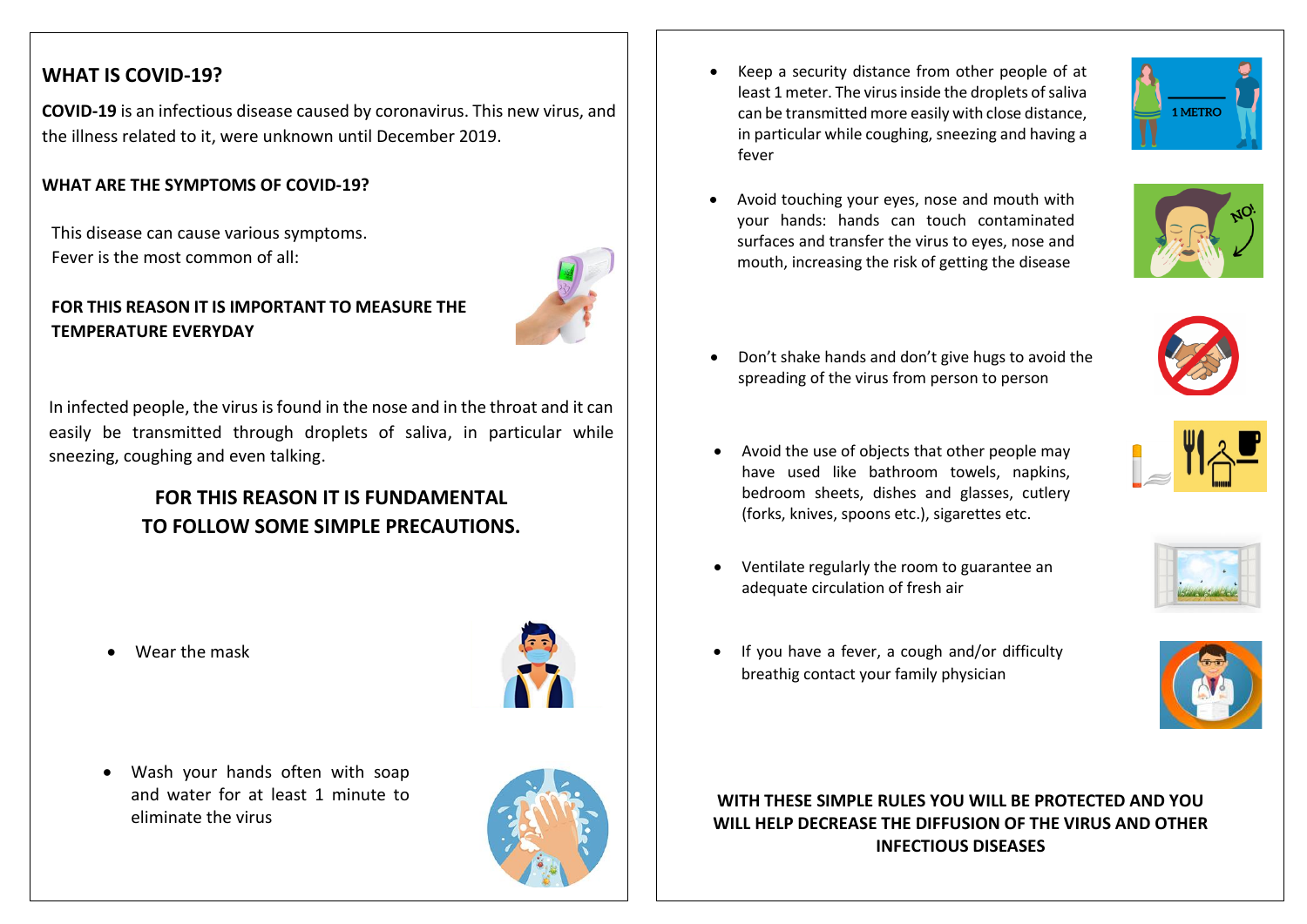## WHAT IS COVID-19?

**COVID-19** is an infectious disease caused by coronavirus. This new virus, and the illness related to it, were unknown until December 2019.

### WHAT ARE THE SYMPTOMS OF COVID-19?

This disease can cause various symptoms.
Fever is the most common of all:

**FOR THIS REASON IT IS IMPORTANT TO MEASURE THE TEMPERATURE EVERYDAY**

In infected people, the virus is found in the nose and in the throat and it can easily be transmitted through droplets of saliva, in particular while sneezing, coughing and even talking.

**FOR THIS REASON IT IS FUNDAMENTAL TO FOLLOW SOME SIMPLE PRECAUTIONS.**

- Wear the mask
- Wash your hands often with soap and water for at least 1 minute to eliminate the virus
- Keep a security distance from other people of at least 1 meter. The virus inside the droplets of saliva can be transmitted more easily with close distance, in particular while coughing, sneezing and having a fever
- Avoid touching your eyes, nose and mouth with your hands: hands can touch contaminated surfaces and transfer the virus to eyes, nose and mouth, increasing the risk of getting the disease
- Don't shake hands and don't give hugs to avoid the spreading of the virus from person to person
- Avoid the use of objects that other people may have used like bathroom towels, napkins, bedroom sheets, dishes and glasses, cutlery (forks, knives, spoons etc.), sigarettes etc.
- Ventilate regularly the room to guarantee an adequate circulation of fresh air
- If you have a fever, a cough and/or difficulty breathig contact your family physician

**WITH THESE SIMPLE RULES YOU WILL BE PROTECTED AND YOU WILL HELP DECREASE THE DIFFUSION OF THE VIRUS AND OTHER INFECTIOUS DISEASES**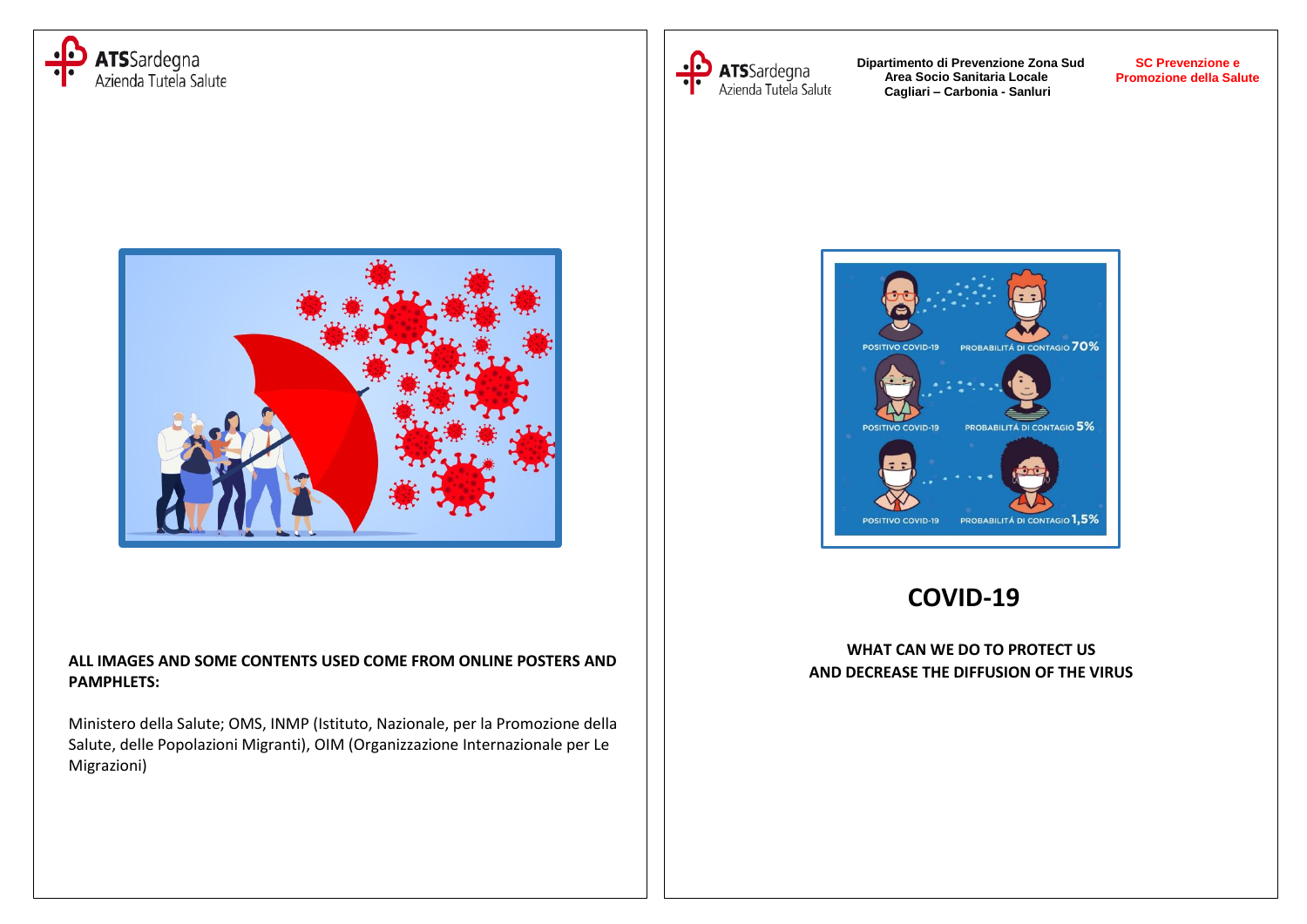ATSSardegna
Azienda Tutela Salute

**ALL IMAGES AND SOME CONTENTS USED COME FROM ONLINE POSTERS AND PAMPHLETS:**

Ministero della Salute; OMS, INMP (Istituto, Nazionale, per la Promozione della Salute, delle Popolazioni Migranti), OIM (Organizzazione Internazionale per Le Migrazioni)

ATSSardegna
Azienda Tutela Salute

**Dipartimento di Prevenzione Zona Sud**
**Area Socio Sanitaria Locale**
**Cagliari – Carbonia - Sanluri**

**SC Prevenzione e Promozione della Salute**

POSITIVO COVID-19
PROBABILITÁ DI CONTAGIO 70%
POSITIVO COVID-19
PROBABILITÁ DI CONTAGIO 5%
POSITIVO COVID-19
PROBABILITÁ DI CONTAGIO 1,5%

# COVID-19

**WHAT CAN WE DO TO PROTECT US**
**AND DECREASE THE DIFFUSION OF THE VIRUS**